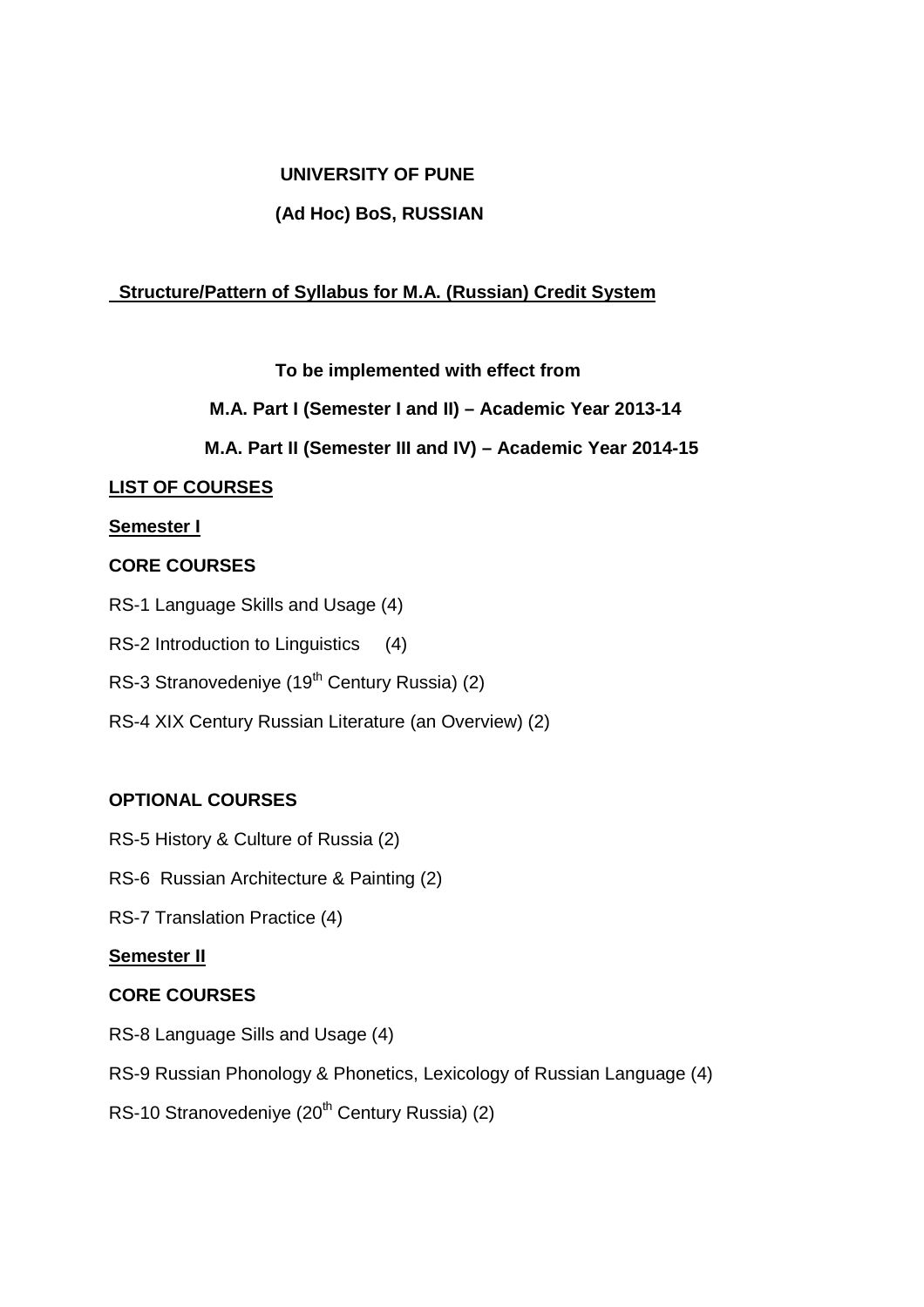**UNIVERSITY OF PUNE**

**(Ad Hoc) BoS, RUSSIAN**

**Structure/Pattern of Syllabus for M.A. (Russian) Credit System**

**To be implemented with effect from**

**M.A. Part I (Semester I and II) – Academic Year 2013-14**

**M.A. Part II (Semester III and IV) – Academic Year 2014-15**

**LIST OF COURSES**

**Semester I**

**CORE COURSES**

RS-1 Language Skills and Usage (4)

RS-2 Introduction to Linguistics (4)

RS-3 Stranovedeniye (19th Century Russia) (2)

RS-4 XIX Century Russian Literature (an Overview) (2)

**OPTIONAL COURSES**

RS-5 History & Culture of Russia (2)

RS-6 Russian Architecture & Painting (2)

RS-7 Translation Practice (4)

**Semester II**

**CORE COURSES**

RS-8 Language Sills and Usage (4)

RS-9 Russian Phonology & Phonetics, Lexicology of Russian Language (4)

RS-10 Stranovedeniye (20th Century Russia) (2)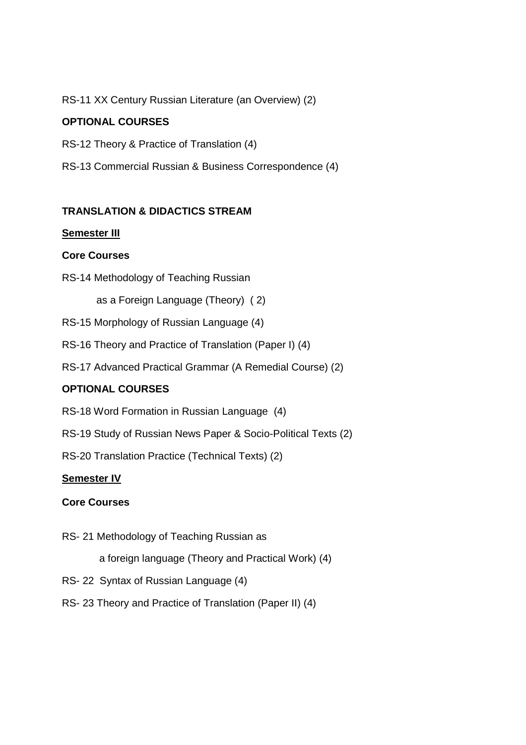RS-11 XX Century Russian Literature (an Overview) (2)

**OPTIONAL COURSES**

RS-12 Theory & Practice of Translation (4)

RS-13 Commercial Russian & Business Correspondence (4)

**TRANSLATION & DIDACTICS STREAM**

**Semester III**

**Core Courses**

RS-14 Methodology of Teaching Russian

as a Foreign Language (Theory) ( 2)

RS-15 Morphology of Russian Language (4)

RS-16 Theory and Practice of Translation (Paper I) (4)

RS-17 Advanced Practical Grammar (A Remedial Course) (2)

**OPTIONAL COURSES**

RS-18 Word Formation in Russian Language (4)

RS-19 Study of Russian News Paper & Socio-Political Texts (2)

RS-20 Translation Practice (Technical Texts) (2)

**Semester IV**

**Core Courses**

RS- 21 Methodology of Teaching Russian as

a foreign language (Theory and Practical Work) (4)

RS- 22 Syntax of Russian Language (4)

RS- 23 Theory and Practice of Translation (Paper II) (4)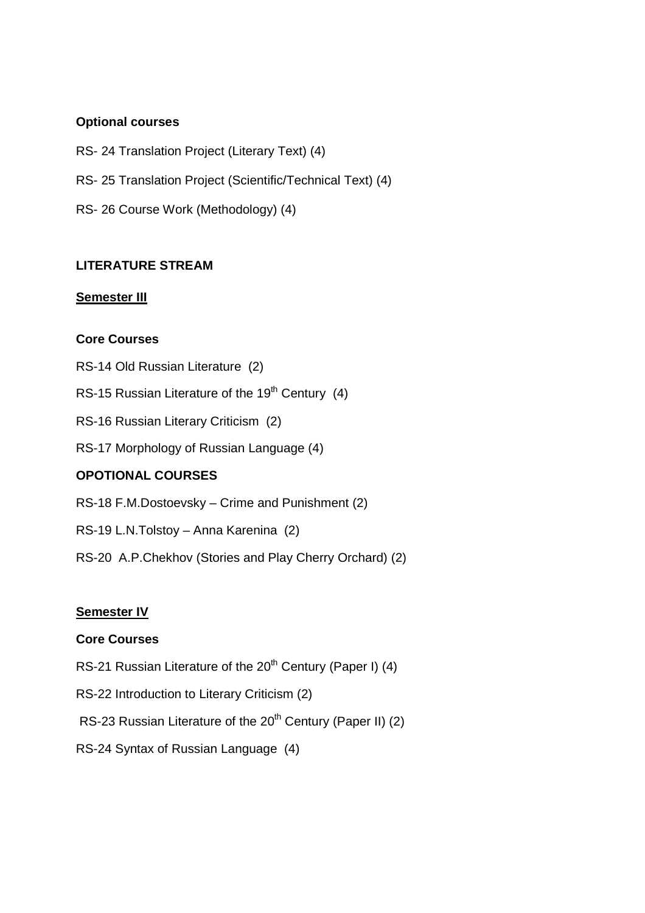**Optional courses**

RS- 24 Translation Project (Literary Text) (4)

RS- 25 Translation Project (Scientific/Technical Text) (4)

RS- 26 Course Work (Methodology) (4)

## LITERATURE STREAM

### Semester III

**Core Courses**

RS-14 Old Russian Literature (2)

RS-15 Russian Literature of the 19th Century (4)

RS-16 Russian Literary Criticism (2)

RS-17 Morphology of Russian Language (4)

**OPOTIONAL COURSES**

RS-18 F.M.Dostoevsky – Crime and Punishment (2)

RS-19 L.N.Tolstoy – Anna Karenina (2)

RS-20 A.P.Chekhov (Stories and Play Cherry Orchard) (2)

### Semester IV

**Core Courses**

RS-21 Russian Literature of the 20th Century (Paper I) (4)

RS-22 Introduction to Literary Criticism (2)

RS-23 Russian Literature of the 20th Century (Paper II) (2)

RS-24 Syntax of Russian Language (4)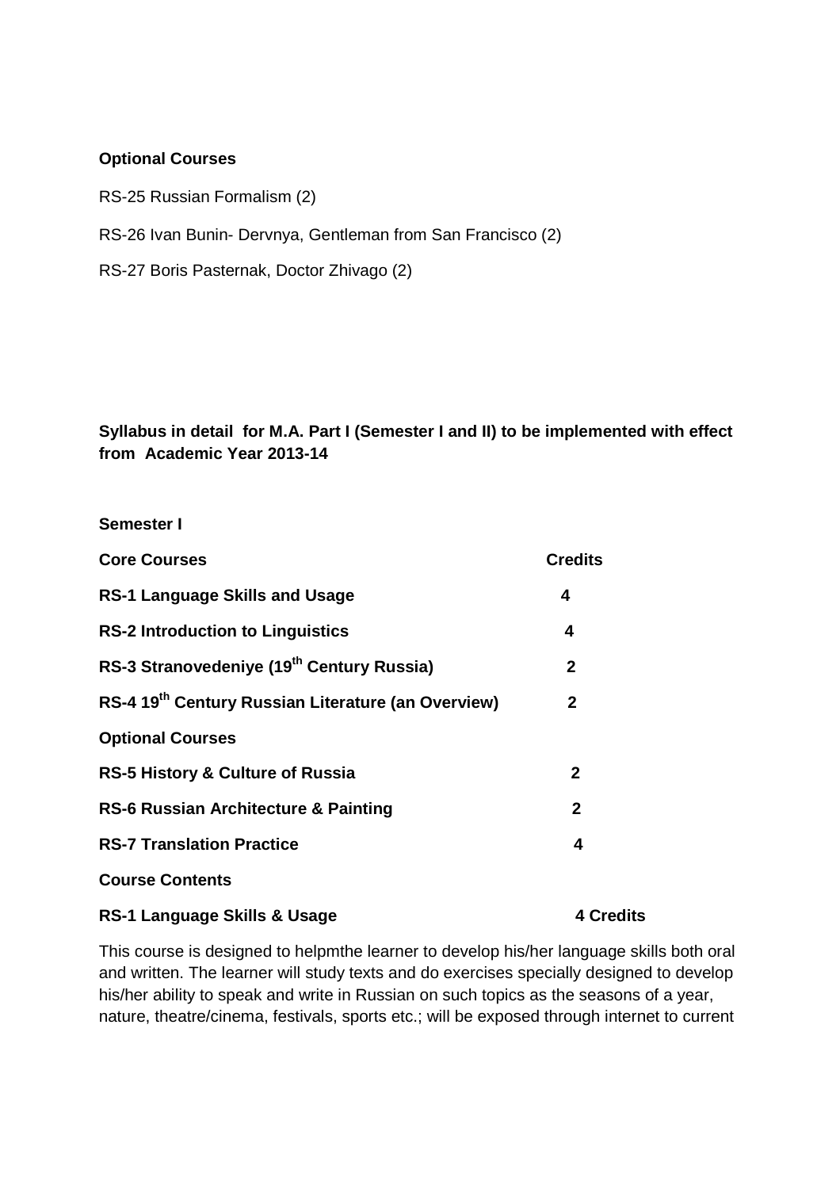**Optional Courses**

RS-25 Russian Formalism (2)

RS-26 Ivan Bunin- Dervnya, Gentleman from San Francisco (2)

RS-27 Boris Pasternak, Doctor Zhivago (2)

**Syllabus in detail for M.A. Part I (Semester I and II) to be implemented with effect from Academic Year 2013-14**

**Semester I**

| **Core Courses** | **Credits** |
|---|---|
| **RS-1 Language Skills and Usage** | **4** |
| **RS-2 Introduction to Linguistics** | **4** |
| **RS-3 Stranovedeniye (19th Century Russia)** | **2** |
| **RS-4 19th Century Russian Literature (an Overview)** | **2** |
| **Optional Courses** | |
| **RS-5 History & Culture of Russia** | **2** |
| **RS-6 Russian Architecture & Painting** | **2** |
| **RS-7 Translation Practice** | **4** |

**Course Contents**

**RS-1 Language Skills & Usage** **4 Credits**

This course is designed to helpmthe learner to develop his/her language skills both oral and written. The learner will study texts and do exercises specially designed to develop his/her ability to speak and write in Russian on such topics as the seasons of a year, nature, theatre/cinema, festivals, sports etc.; will be exposed through internet to current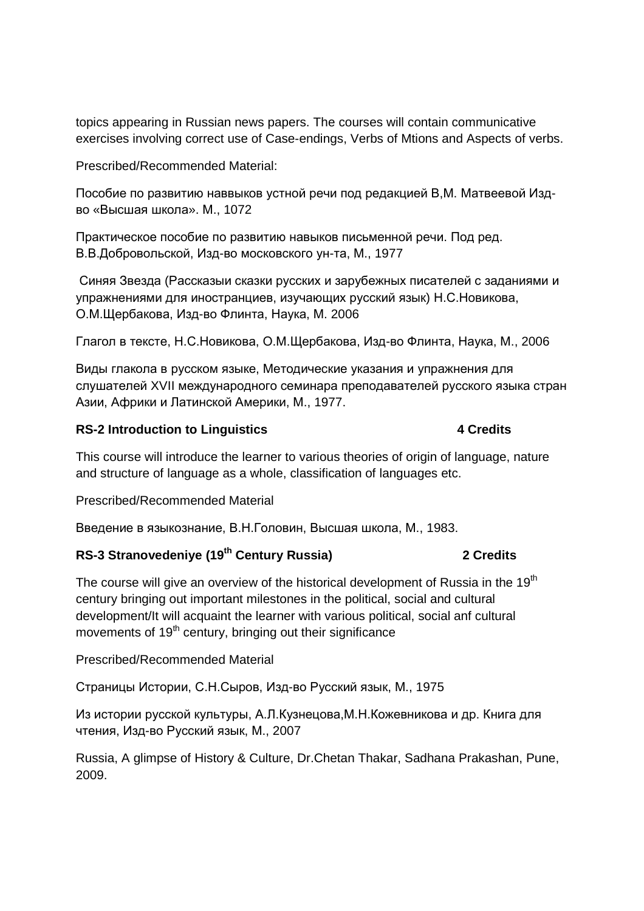topics appearing in Russian news papers. The courses will contain communicative exercises involving correct use of Case-endings, Verbs of Mtions and Aspects of verbs.

Prescribed/Recommended Material:

Пособие по развитию наввыков устной речи под редакцией В,М. Матвеевой Изд-во «Высшая школа». М., 1072

Практическое пособие по развитию навыков письменной речи. Под ред. В.В.Добровольской, Изд-во московского ун-та, М., 1977

Синяя Звезда (Рассказыи сказки русских и зарубежных писателей с заданиями и упражнениями для иностранциев, изучающих русский язык) Н.С.Новикова, О.М.Щербакова, Изд-во Флинта, Наука, М. 2006

Глагол в тексте, Н.С.Новикова, О.М.Щербакова, Изд-во Флинта, Наука, М., 2006

Виды глакола в русском языке, Методические указания и упражнения для слушателей XVII международного семинара преподавателей русского языка стран Азии, Африки и Латинской Америки, М., 1977.

### RS-2 Introduction to Linguistics — 4 Credits

This course will introduce the learner to various theories of origin of language, nature and structure of language as a whole, classification of languages etc.

Prescribed/Recommended Material

Введение в языкознание, В.Н.Головин, Высшая школа, М., 1983.

### RS-3 Stranovedeniye (19th Century Russia) — 2 Credits

The course will give an overview of the historical development of Russia in the 19th century bringing out important milestones in the political, social and cultural development/It will acquaint the learner with various political, social anf cultural movements of 19th century, bringing out their significance

Prescribed/Recommended Material

Страницы Истории, С.Н.Сыров, Изд-во Русский язык, М., 1975

Из истории русской культуры, А.Л.Кузнецова,М.Н.Кожевникова и др. Книга для чтения, Изд-во Русский язык, М., 2007

Russia, A glimpse of History & Culture, Dr.Chetan Thakar, Sadhana Prakashan, Pune, 2009.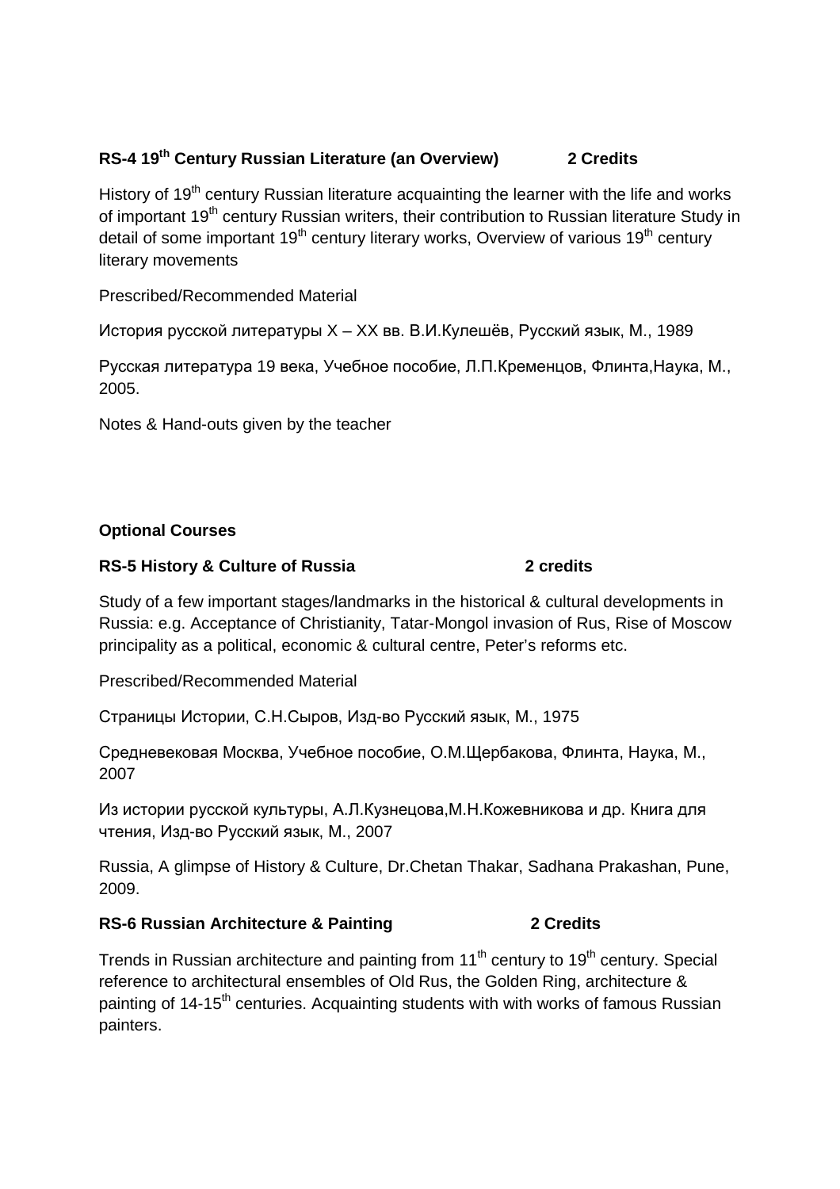### RS-4 19th Century Russian Literature (an Overview) 2 Credits

History of 19th century Russian literature acquainting the learner with the life and works of important 19th century Russian writers, their contribution to Russian literature Study in detail of some important 19th century literary works, Overview of various 19th century literary movements

Prescribed/Recommended Material

История русской литературы X – XX вв. В.И.Кулешёв, Русский язык, М., 1989

Русская литература 19 века, Учебное пособие, Л.П.Кременцов, Флинта,Наука, М., 2005.

Notes & Hand-outs given by the teacher

## Optional Courses

### RS-5 History & Culture of Russia 2 credits

Study of a few important stages/landmarks in the historical & cultural developments in Russia: e.g. Acceptance of Christianity, Tatar-Mongol invasion of Rus, Rise of Moscow principality as a political, economic & cultural centre, Peter's reforms etc.

Prescribed/Recommended Material

Страницы Истории, С.Н.Сыров, Изд-во Русский язык, М., 1975

Средневековая Москва, Учебное пособие, О.М.Щербакова, Флинта, Наука, М., 2007

Из истории русской культуры, А.Л.Кузнецова,М.Н.Кожевникова и др. Книга для чтения, Изд-во Русский язык, М., 2007

Russia, A glimpse of History & Culture, Dr.Chetan Thakar, Sadhana Prakashan, Pune, 2009.

### RS-6 Russian Architecture & Painting 2 Credits

Trends in Russian architecture and painting from 11th century to 19th century. Special reference to architectural ensembles of Old Rus, the Golden Ring, architecture & painting of 14-15th centuries. Acquainting students with with works of famous Russian painters.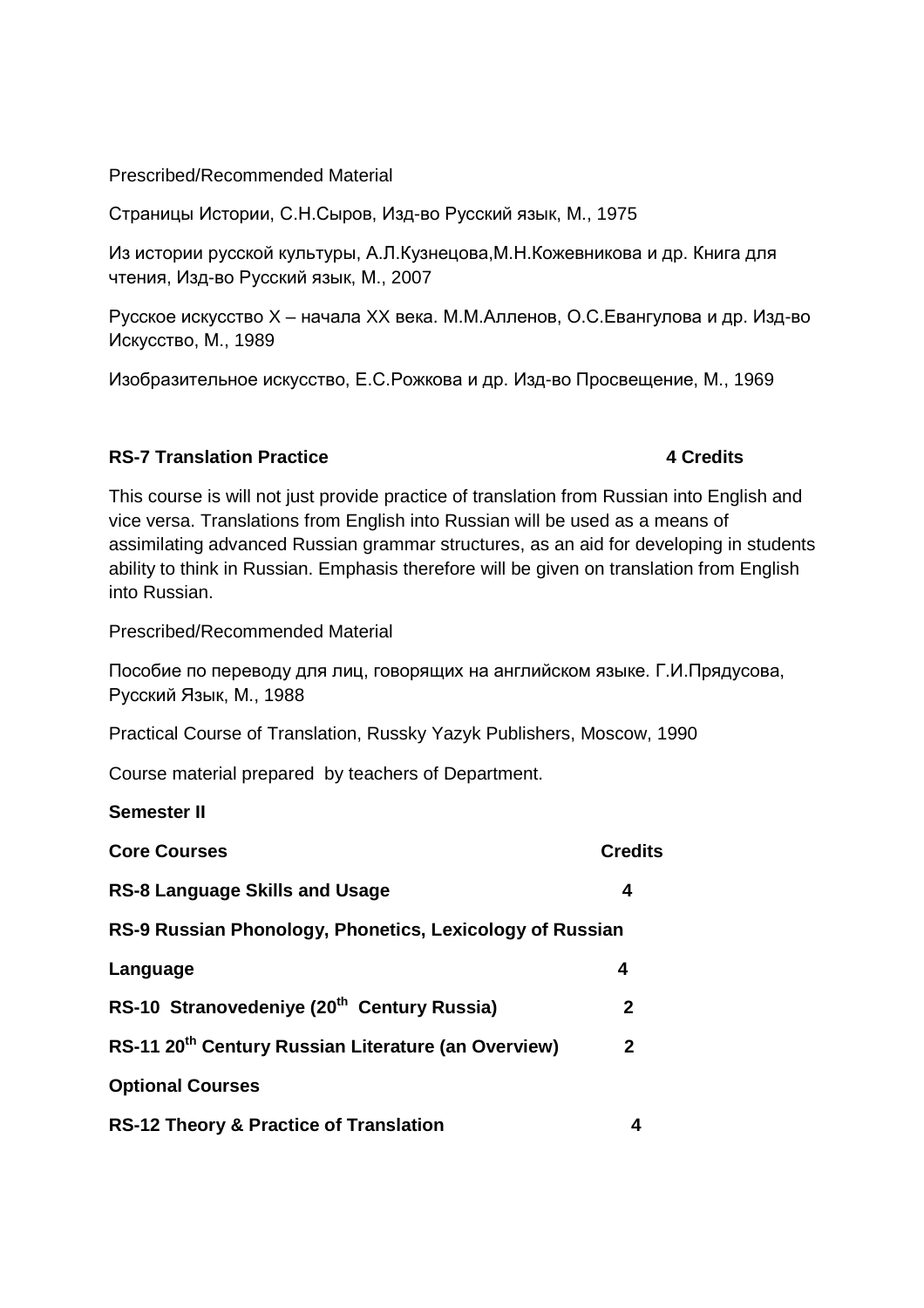Prescribed/Recommended Material

Страницы Истории, С.Н.Сыров, Изд-во Русский язык, М., 1975

Из истории русской культуры, А.Л.Кузнецова,М.Н.Кожевникова и др. Книга для чтения, Изд-во Русский язык, М., 2007

Русское искусство X – начала XX века. М.М.Алленов, О.С.Евангулова и др. Изд-во Искусство, М., 1989

Изобразительное искусство, Е.С.Рожкова и др. Изд-во Просвещение, М., 1969

**RS-7 Translation Practice 4 Credits**

This course is will not just provide practice of translation from Russian into English and vice versa. Translations from English into Russian will be used as a means of assimilating advanced Russian grammar structures, as an aid for developing in students ability to think in Russian. Emphasis therefore will be given on translation from English into Russian.

Prescribed/Recommended Material

Пособие по переводу для лиц, говорящих на английском языке. Г.И.Прядусова, Русский Язык, М., 1988

Practical Course of Translation, Russky Yazyk Publishers, Moscow, 1990

Course material prepared by teachers of Department.

**Semester II**

| **Core Courses** | **Credits** |
|---|---|
| **RS-8 Language Skills and Usage** | **4** |
| **RS-9 Russian Phonology, Phonetics, Lexicology of Russian Language** | **4** |
| **RS-10 Stranovedeniye (20th Century Russia)** | **2** |
| **RS-11 20th Century Russian Literature (an Overview)** | **2** |
| **Optional Courses** | |
| **RS-12 Theory & Practice of Translation** | **4** |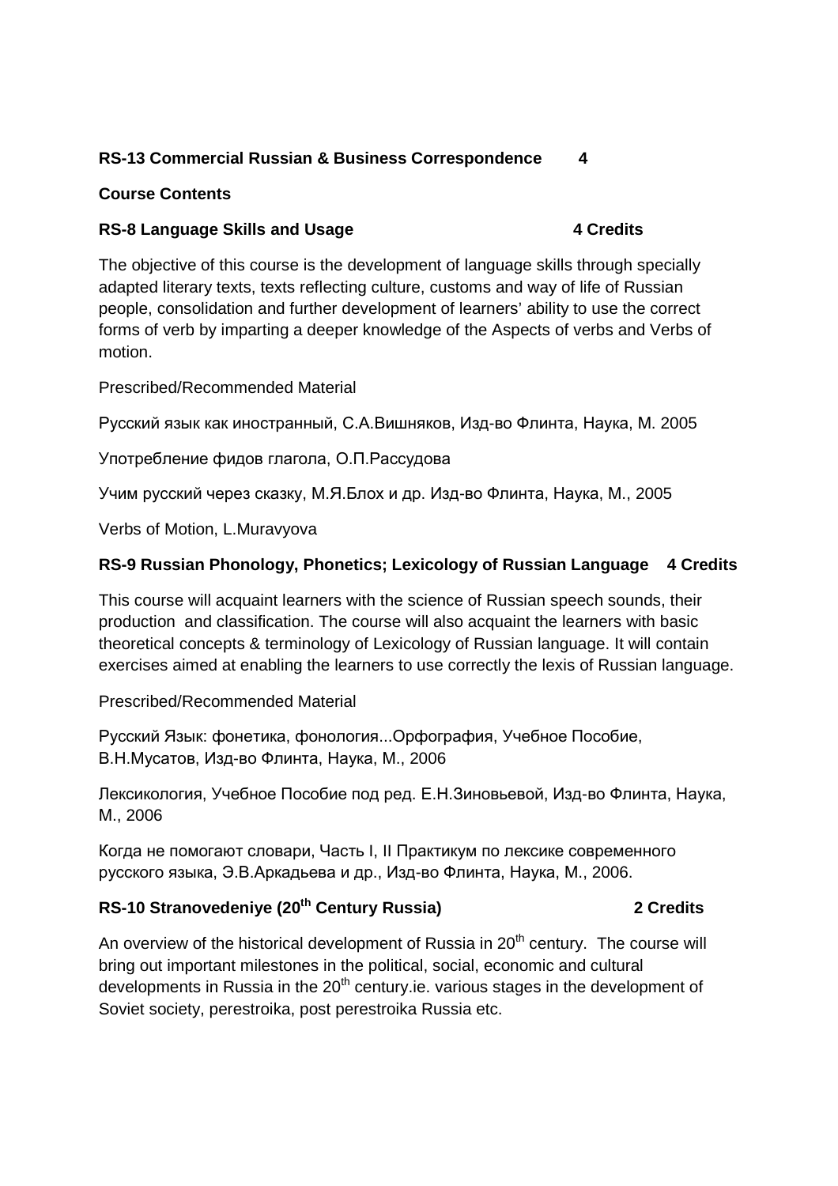**RS-13 Commercial Russian & Business Correspondence 4**

**Course Contents**

**RS-8 Language Skills and Usage 4 Credits**

The objective of this course is the development of language skills through specially adapted literary texts, texts reflecting culture, customs and way of life of Russian people, consolidation and further development of learners' ability to use the correct forms of verb by imparting a deeper knowledge of the Aspects of verbs and Verbs of motion.

Prescribed/Recommended Material

Русский язык как иностранный, С.А.Вишняков, Изд-во Флинта, Наука, М. 2005

Употребление фидов глагола, О.П.Рассудова

Учим русский через сказку, М.Я.Блох и др. Изд-во Флинта, Наука, М., 2005

Verbs of Motion, L.Muravyova

**RS-9 Russian Phonology, Phonetics; Lexicology of Russian Language 4 Credits**

This course will acquaint learners with the science of Russian speech sounds, their production and classification. The course will also acquaint the learners with basic theoretical concepts & terminology of Lexicology of Russian language. It will contain exercises aimed at enabling the learners to use correctly the lexis of Russian language.

Prescribed/Recommended Material

Русский Язык: фонетика, фонология...Орфография, Учебное Пособие, В.Н.Мусатов, Изд-во Флинта, Наука, М., 2006

Лексикология, Учебное Пособие под ред. Е.Н.Зиновьевой, Изд-во Флинта, Наука, М., 2006

Когда не помогают словари, Часть I, II Практикум по лексике современного русского языка, Э.В.Аркадьева и др., Изд-во Флинта, Наука, М., 2006.

**RS-10 Stranovedeniye (20th Century Russia) 2 Credits**

An overview of the historical development of Russia in 20th century. The course will bring out important milestones in the political, social, economic and cultural developments in Russia in the 20th century.ie. various stages in the development of Soviet society, perestroika, post perestroika Russia etc.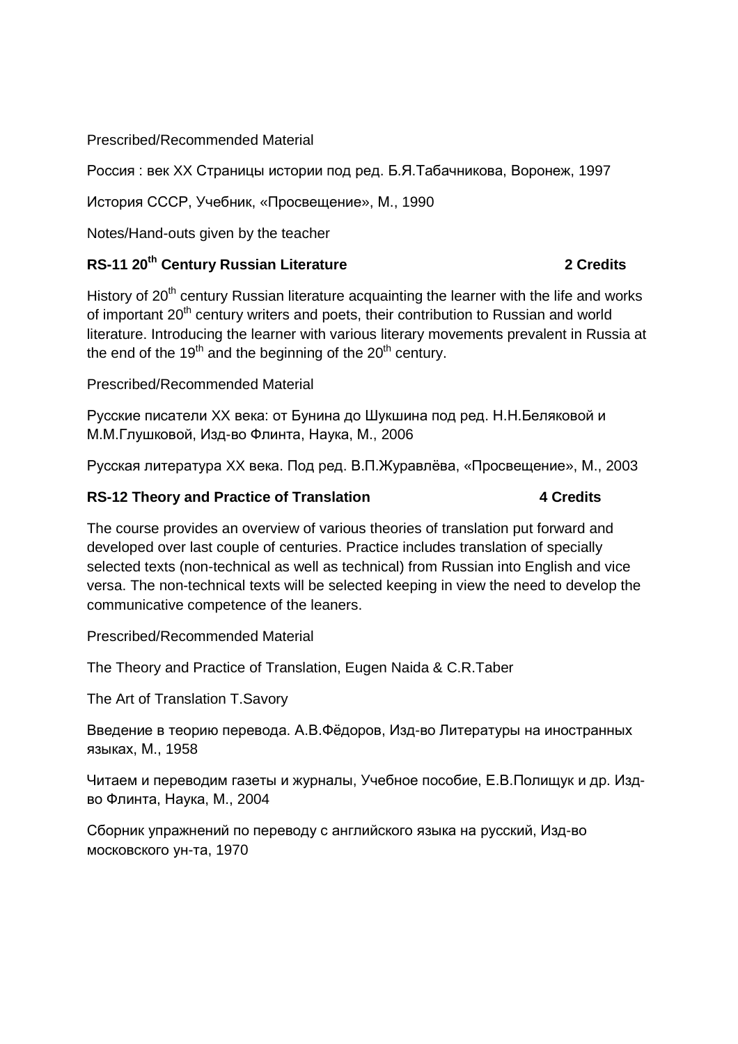Prescribed/Recommended Material

Россия : век XX Страницы истории под ред. Б.Я.Табачникова, Воронеж, 1997

История СССР, Учебник, «Просвещение», М., 1990

Notes/Hand-outs given by the teacher

### RS-11 20th Century Russian Literature — 2 Credits

History of 20th century Russian literature acquainting the learner with the life and works of important 20th century writers and poets, their contribution to Russian and world literature. Introducing the learner with various literary movements prevalent in Russia at the end of the 19th and the beginning of the 20th century.

Prescribed/Recommended Material

Русские писатели XX века: от Бунина до Шукшина под ред. Н.Н.Беляковой и М.М.Глушковой, Изд-во Флинта, Наука, М., 2006

Русская литература XX века. Под ред. В.П.Журавлёва, «Просвещение», М., 2003

### RS-12 Theory and Practice of Translation — 4 Credits

The course provides an overview of various theories of translation put forward and developed over last couple of centuries. Practice includes translation of specially selected texts (non-technical as well as technical) from Russian into English and vice versa. The non-technical texts will be selected keeping in view the need to develop the communicative competence of the leaners.

Prescribed/Recommended Material

The Theory and Practice of Translation, Eugen Naida & C.R.Taber

The Art of Translation T.Savory

Введение в теорию перевода. А.В.Фёдоров, Изд-во Литературы на иностранных языках, М., 1958

Читаем и переводим газеты и журналы, Учебное пособие, Е.В.Полищук и др. Изд-во Флинта, Наука, М., 2004

Сборник упражнений по переводу с английского языка на русский, Изд-во московского ун-та, 1970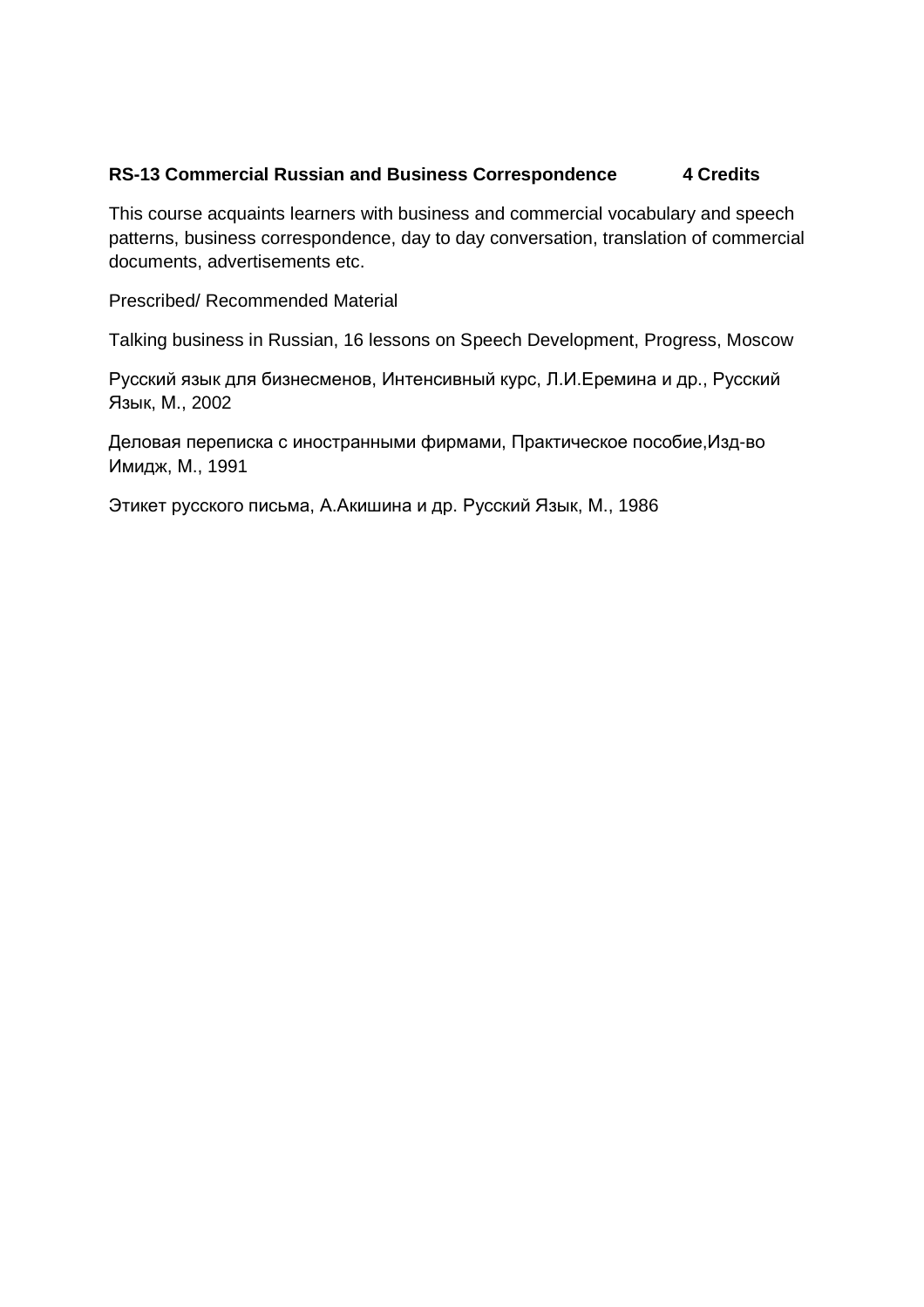**RS-13 Commercial Russian and Business Correspondence 4 Credits**

This course acquaints learners with business and commercial vocabulary and speech patterns, business correspondence, day to day conversation, translation of commercial documents, advertisements etc.

Prescribed/ Recommended Material

Talking business in Russian, 16 lessons on Speech Development, Progress, Moscow

Русский язык для бизнесменов, Интенсивный курс, Л.И.Еремина и др., Русский Язык, М., 2002

Деловая переписка с иностранными фирмами, Практическое пособие,Изд-во Имидж, М., 1991

Этикет русского письма, А.Акишина и др. Русский Язык, М., 1986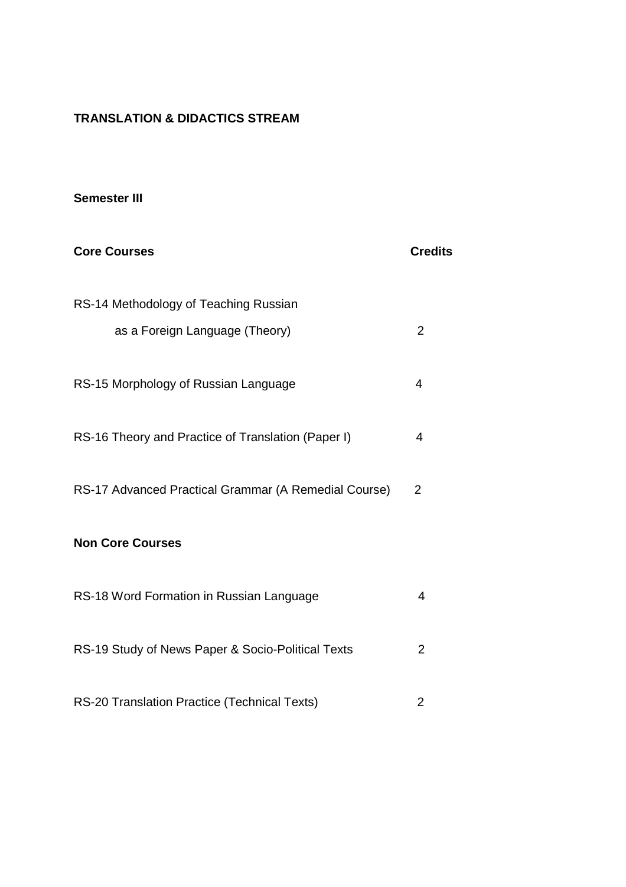**TRANSLATION & DIDACTICS STREAM**

**Semester III**

| Core Courses | Credits |
|---|---|
| RS-14 Methodology of Teaching Russian as a Foreign Language (Theory) | 2 |
| RS-15 Morphology of Russian Language | 4 |
| RS-16 Theory and Practice of Translation (Paper I) | 4 |
| RS-17 Advanced Practical Grammar (A Remedial Course) | 2 |
| **Non Core Courses** | |
| RS-18 Word Formation in Russian Language | 4 |
| RS-19 Study of News Paper & Socio-Political Texts | 2 |
| RS-20 Translation Practice (Technical Texts) | 2 |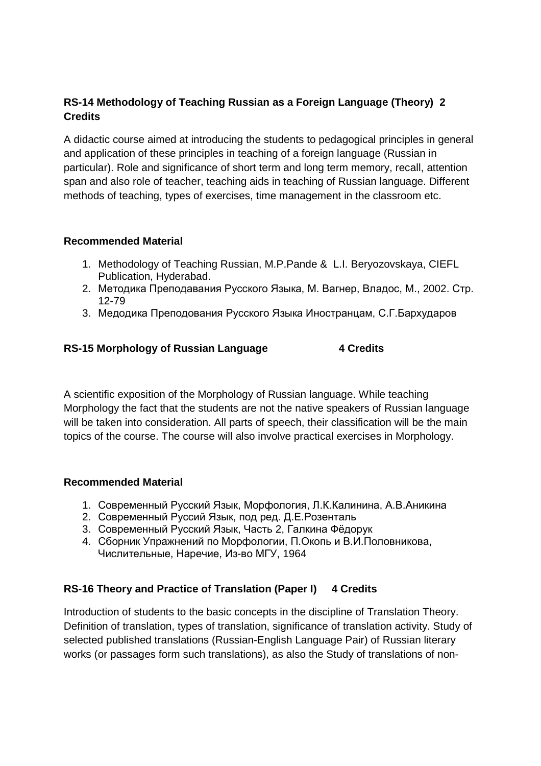**RS-14 Methodology of Teaching Russian as a Foreign Language (Theory) 2 Credits**

A didactic course aimed at introducing the students to pedagogical principles in general and application of these principles in teaching of a foreign language (Russian in particular). Role and significance of short term and long term memory, recall, attention span and also role of teacher, teaching aids in teaching of Russian language. Different methods of teaching, types of exercises, time management in the classroom etc.

**Recommended Material**

1. Methodology of Teaching Russian, M.P.Pande & L.I. Beryozovskaya, CIEFL Publication, Hyderabad.
2. Методика Преподавания Русского Языка, М. Вагнер, Владос, М., 2002. Стр. 12-79
3. Медодика Преподования Русского Языка Иностранцам, С.Г.Бархударов

**RS-15 Morphology of Russian Language 4 Credits**

A scientific exposition of the Morphology of Russian language. While teaching Morphology the fact that the students are not the native speakers of Russian language will be taken into consideration. All parts of speech, their classification will be the main topics of the course. The course will also involve practical exercises in Morphology.

**Recommended Material**

1. Современный Русский Язык, Морфология, Л.К.Калинина, А.В.Аникина
2. Современный Руссий Язык, под ред. Д.Е.Розенталь
3. Современный Русский Язык, Часть 2, Галкина Фёдорук
4. Сборник Упражнений по Морфологии, П.Окопь и В.И.Половникова, Числительные, Наречие, Из-во МГУ, 1964

**RS-16 Theory and Practice of Translation (Paper I) 4 Credits**

Introduction of students to the basic concepts in the discipline of Translation Theory. Definition of translation, types of translation, significance of translation activity. Study of selected published translations (Russian-English Language Pair) of Russian literary works (or passages form such translations), as also the Study of translations of non-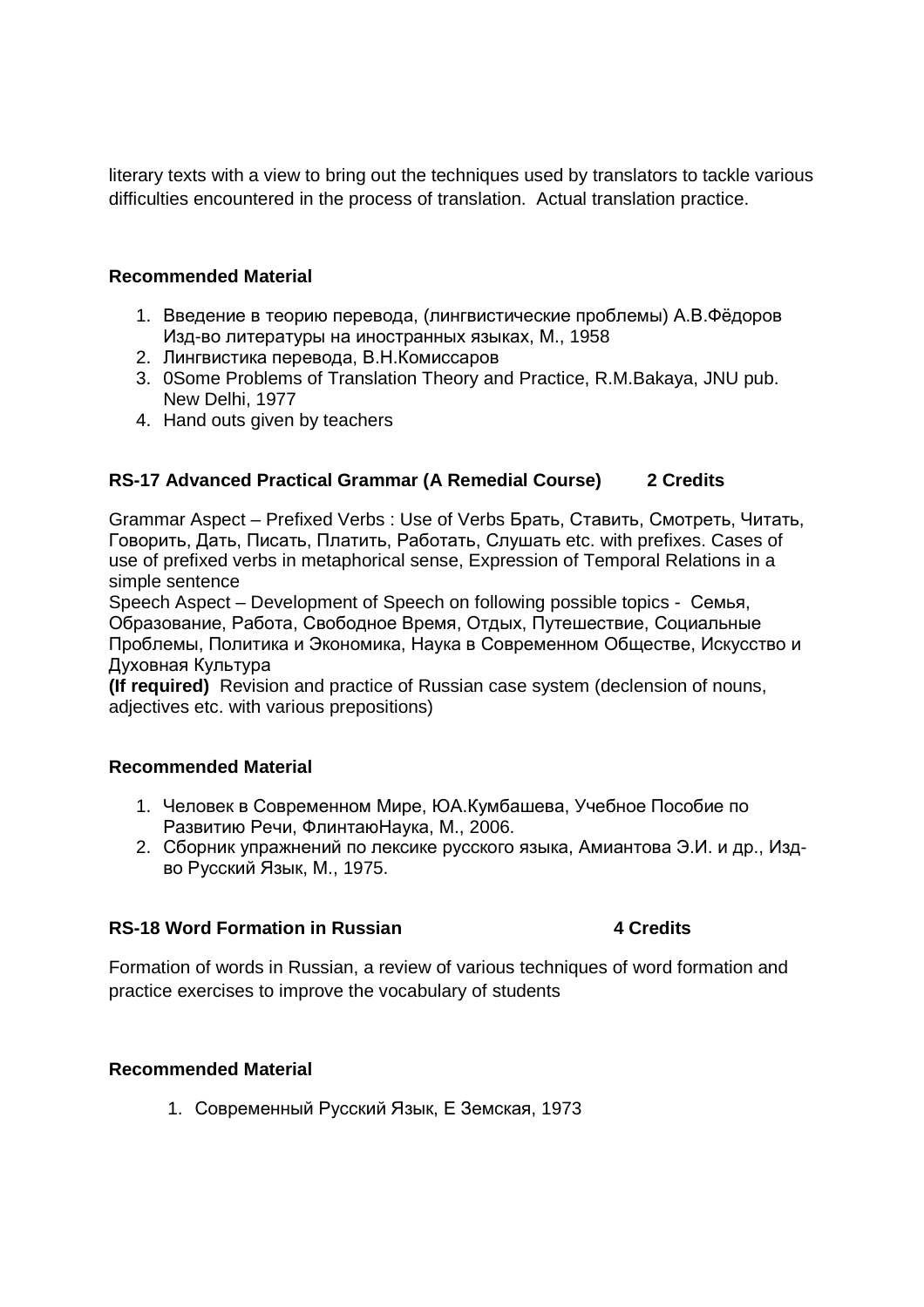literary texts with a view to bring out the techniques used by translators to tackle various difficulties encountered in the process of translation. Actual translation practice.

**Recommended Material**

1. Введение в теорию перевода, (лингвистические проблемы) А.В.Фёдоров Изд-во литературы на иностранных языках, М., 1958
2. Лингвистика перевода, В.Н.Комиссаров
3. 0Some Problems of Translation Theory and Practice, R.M.Bakaya, JNU pub. New Delhi, 1977
4. Hand outs given by teachers

**RS-17 Advanced Practical Grammar (A Remedial Course) 2 Credits**

Grammar Aspect – Prefixed Verbs : Use of Verbs Брать, Ставить, Смотреть, Читать, Говорить, Дать, Писать, Платить, Работать, Слушать etc. with prefixes. Cases of use of prefixed verbs in metaphorical sense, Expression of Temporal Relations in a simple sentence

Speech Aspect – Development of Speech on following possible topics - Семья, Образование, Работа, Свободное Время, Отдых, Путешествие, Социальные Проблемы, Политика и Экономика, Наука в Современном Обществе, Искусство и Духовная Культура

**(If required)** Revision and practice of Russian case system (declension of nouns, adjectives etc. with various prepositions)

**Recommended Material**

1. Человек в Современном Мире, ЮА.Кумбашева, Учебное Пособие по Развитию Речи, ФлинтаюНаука, М., 2006.
2. Сборник упражнений по лексике русского языка, Амиантова Э.И. и др., Изд-во Русский Язык, М., 1975.

**RS-18 Word Formation in Russian 4 Credits**

Formation of words in Russian, a review of various techniques of word formation and practice exercises to improve the vocabulary of students

**Recommended Material**

1. Современный Русский Язык, Е Земская, 1973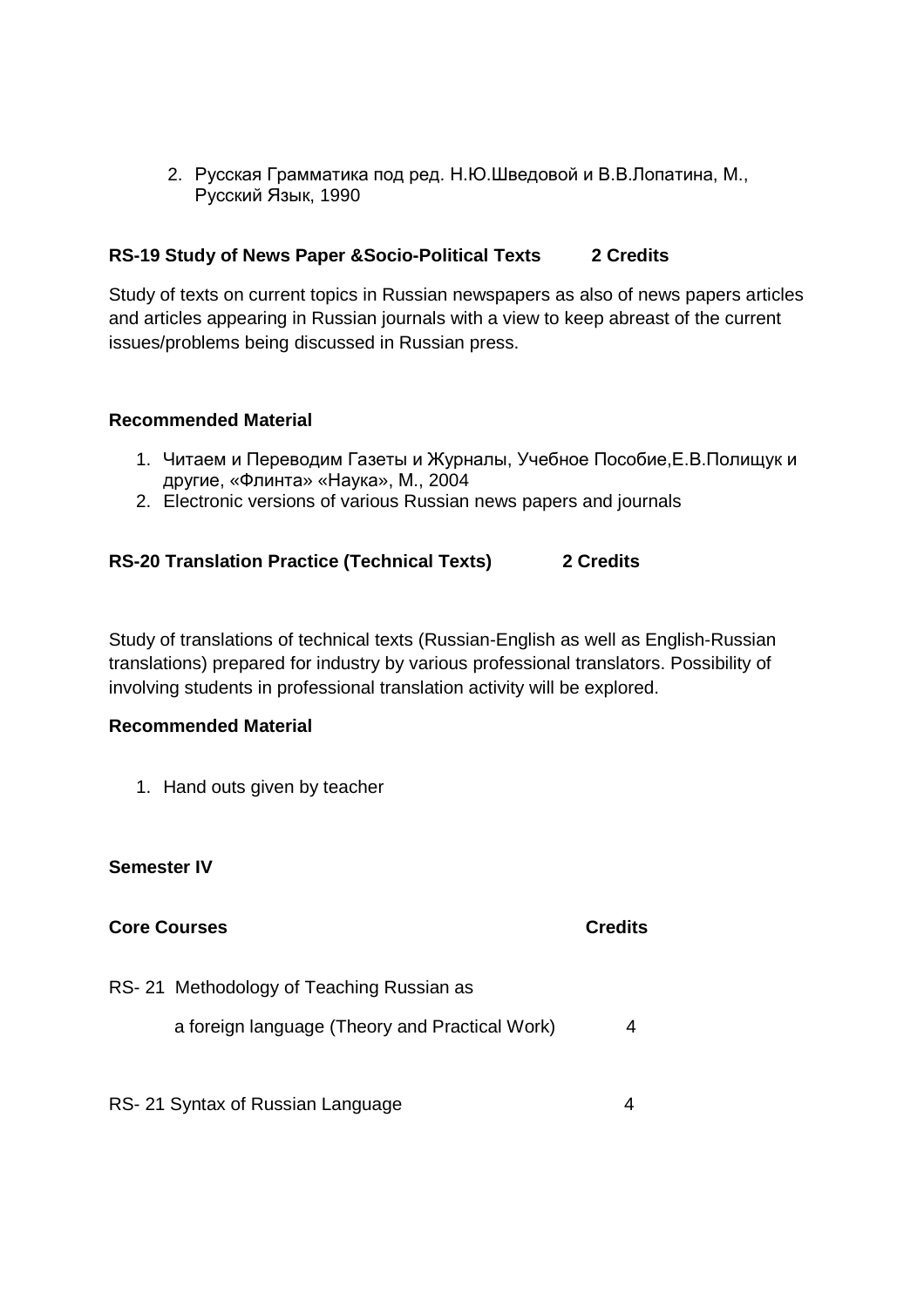2. Русская Грамматика под ред. Н.Ю.Шведовой и В.В.Лопатина, М., Русский Язык, 1990

**RS-19 Study of News Paper &Socio-Political Texts 2 Credits**

Study of texts on current topics in Russian newspapers as also of news papers articles and articles appearing in Russian journals with a view to keep abreast of the current issues/problems being discussed in Russian press.

**Recommended Material**

1. Читаем и Переводим Газеты и Журналы, Учебное Пособие,Е.В.Полищук и другие, «Флинта» «Наука», М., 2004
2. Electronic versions of various Russian news papers and journals

**RS-20 Translation Practice (Technical Texts) 2 Credits**

Study of translations of technical texts (Russian-English as well as English-Russian translations) prepared for industry by various professional translators. Possibility of involving students in professional translation activity will be explored.

**Recommended Material**

1. Hand outs given by teacher

**Semester IV**

| **Core Courses** | **Credits** |
|---|---|
| RS- 21 Methodology of Teaching Russian as a foreign language (Theory and Practical Work) | 4 |
| RS- 21 Syntax of Russian Language | 4 |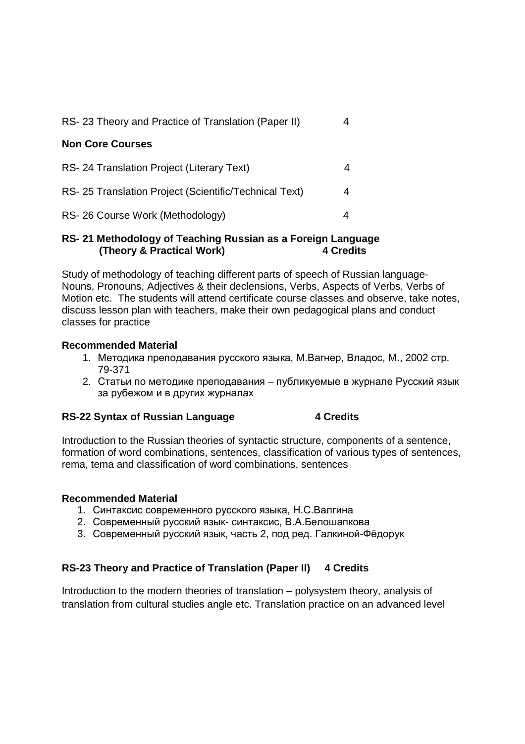| | |
|---|---|
| RS- 23 Theory and Practice of Translation (Paper II) | 4 |

**Non Core Courses**

| | |
|---|---|
| RS- 24 Translation Project (Literary Text) | 4 |
| RS- 25 Translation Project (Scientific/Technical Text) | 4 |
| RS- 26 Course Work (Methodology) | 4 |

**RS- 21 Methodology of Teaching Russian as a Foreign Language (Theory & Practical Work) 4 Credits**

Study of methodology of teaching different parts of speech of Russian language- Nouns, Pronouns, Adjectives & their declensions, Verbs, Aspects of Verbs, Verbs of Motion etc. The students will attend certificate course classes and observe, take notes, discuss lesson plan with teachers, make their own pedagogical plans and conduct classes for practice

**Recommended Material**

1. Методика преподавания русского языка, М.Вагнер, Владос, М., 2002 стр. 79-371
2. Статьи по методике преподавания – публикуемые в журнале Русский язык за рубежом и в других журналах

**RS-22 Syntax of Russian Language 4 Credits**

Introduction to the Russian theories of syntactic structure, components of a sentence, formation of word combinations, sentences, classification of various types of sentences, rema, tema and classification of word combinations, sentences

**Recommended Material**

1. Синтаксис современного русского языка, Н.С.Валгина
2. Современный русский язык- синтаксис, В.А.Белошапкова
3. Современный русский язык, часть 2, под ред. Галкиной-Фёдорук

**RS-23 Theory and Practice of Translation (Paper II) 4 Credits**

Introduction to the modern theories of translation – polysystem theory, analysis of translation from cultural studies angle etc. Translation practice on an advanced level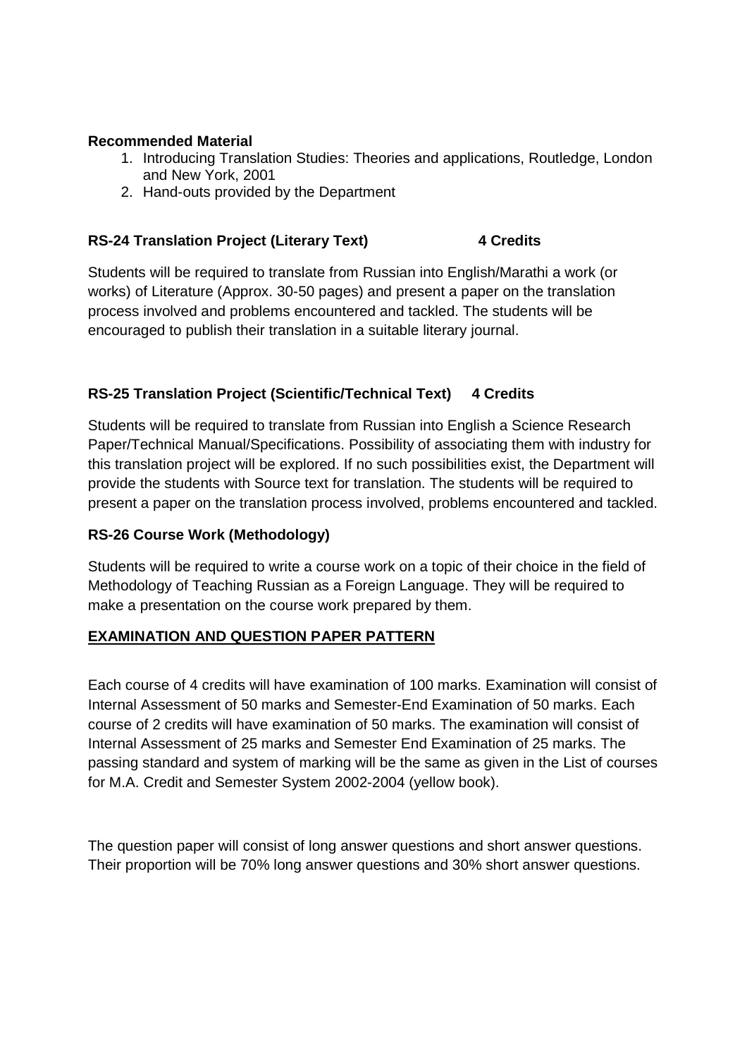**Recommended Material**

1. Introducing Translation Studies: Theories and applications, Routledge, London and New York, 2001
2. Hand-outs provided by the Department

**RS-24 Translation Project (Literary Text) 4 Credits**

Students will be required to translate from Russian into English/Marathi a work (or works) of Literature (Approx. 30-50 pages) and present a paper on the translation process involved and problems encountered and tackled. The students will be encouraged to publish their translation in a suitable literary journal.

**RS-25 Translation Project (Scientific/Technical Text) 4 Credits**

Students will be required to translate from Russian into English a Science Research Paper/Technical Manual/Specifications. Possibility of associating them with industry for this translation project will be explored. If no such possibilities exist, the Department will provide the students with Source text for translation. The students will be required to present a paper on the translation process involved, problems encountered and tackled.

**RS-26 Course Work (Methodology)**

Students will be required to write a course work on a topic of their choice in the field of Methodology of Teaching Russian as a Foreign Language. They will be required to make a presentation on the course work prepared by them.

**EXAMINATION AND QUESTION PAPER PATTERN**

Each course of 4 credits will have examination of 100 marks. Examination will consist of Internal Assessment of 50 marks and Semester-End Examination of 50 marks. Each course of 2 credits will have examination of 50 marks. The examination will consist of Internal Assessment of 25 marks and Semester End Examination of 25 marks. The passing standard and system of marking will be the same as given in the List of courses for M.A. Credit and Semester System 2002-2004 (yellow book).

The question paper will consist of long answer questions and short answer questions. Their proportion will be 70% long answer questions and 30% short answer questions.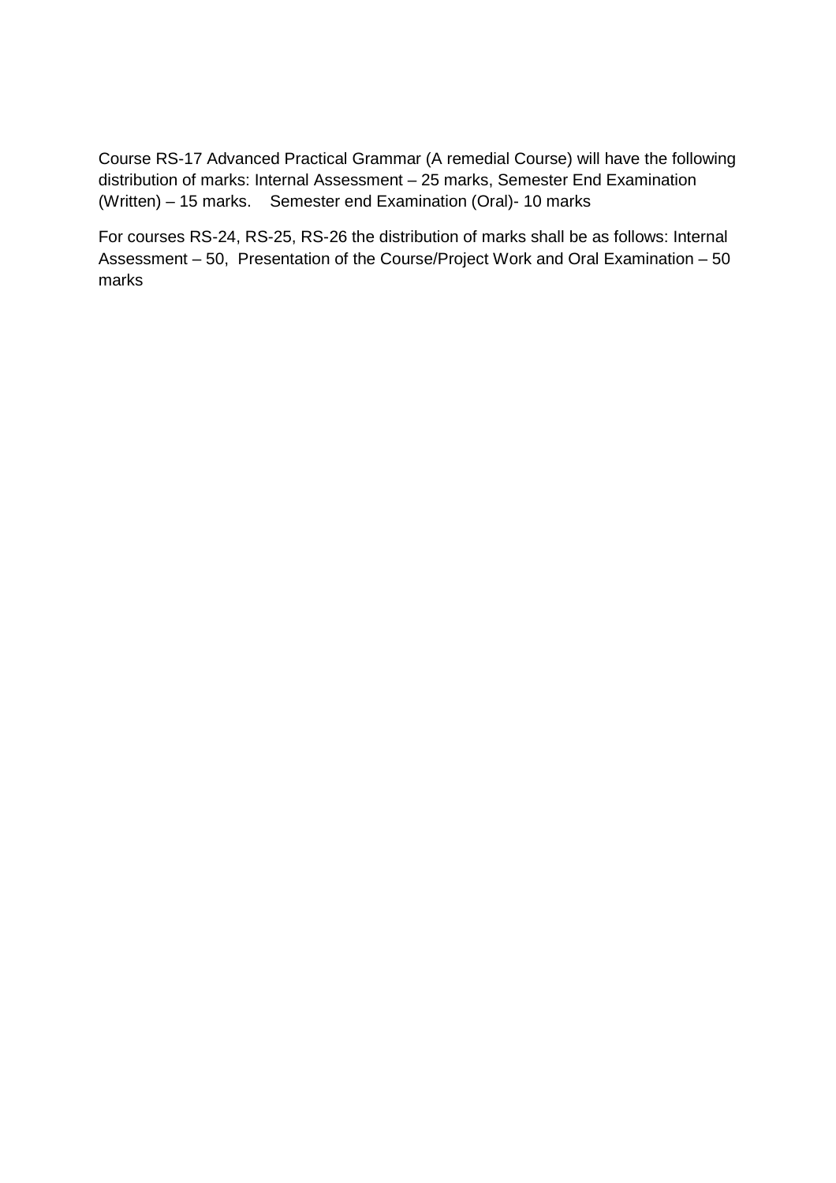Course RS-17 Advanced Practical Grammar (A remedial Course) will have the following distribution of marks: Internal Assessment – 25 marks, Semester End Examination (Written) – 15 marks.    Semester end Examination (Oral)- 10 marks

For courses RS-24, RS-25, RS-26 the distribution of marks shall be as follows: Internal Assessment – 50,  Presentation of the Course/Project Work and Oral Examination – 50 marks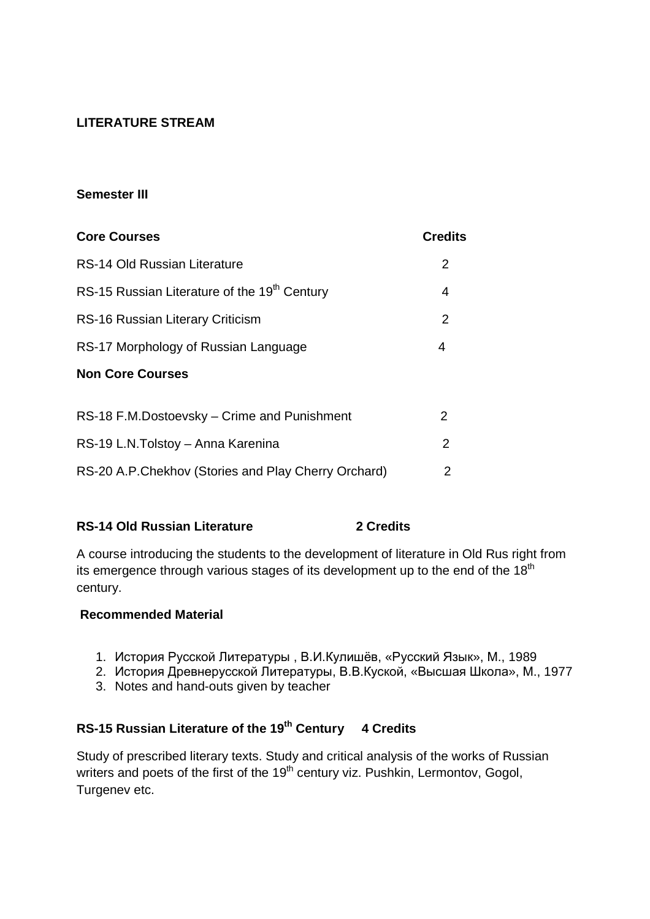**LITERATURE STREAM**

**Semester III**

| **Core Courses** | **Credits** |
|---|---|
| RS-14 Old Russian Literature | 2 |
| RS-15 Russian Literature of the 19th Century | 4 |
| RS-16 Russian Literary Criticism | 2 |
| RS-17 Morphology of Russian Language | 4 |
| **Non Core Courses** | |
| RS-18 F.M.Dostoevsky – Crime and Punishment | 2 |
| RS-19 L.N.Tolstoy – Anna Karenina | 2 |
| RS-20 A.P.Chekhov (Stories and Play Cherry Orchard) | 2 |

**RS-14 Old Russian Literature 2 Credits**

A course introducing the students to the development of literature in Old Rus right from its emergence through various stages of its development up to the end of the 18th century.

**Recommended Material**

1. История Русской Литературы , В.И.Кулишёв, «Русский Язык», М., 1989
2. История Древнерусской Литературы, В.В.Куской, «Высшая Школа», М., 1977
3. Notes and hand-outs given by teacher

**RS-15 Russian Literature of the 19th Century 4 Credits**

Study of prescribed literary texts. Study and critical analysis of the works of Russian writers and poets of the first of the 19th century viz. Pushkin, Lermontov, Gogol, Turgenev etc.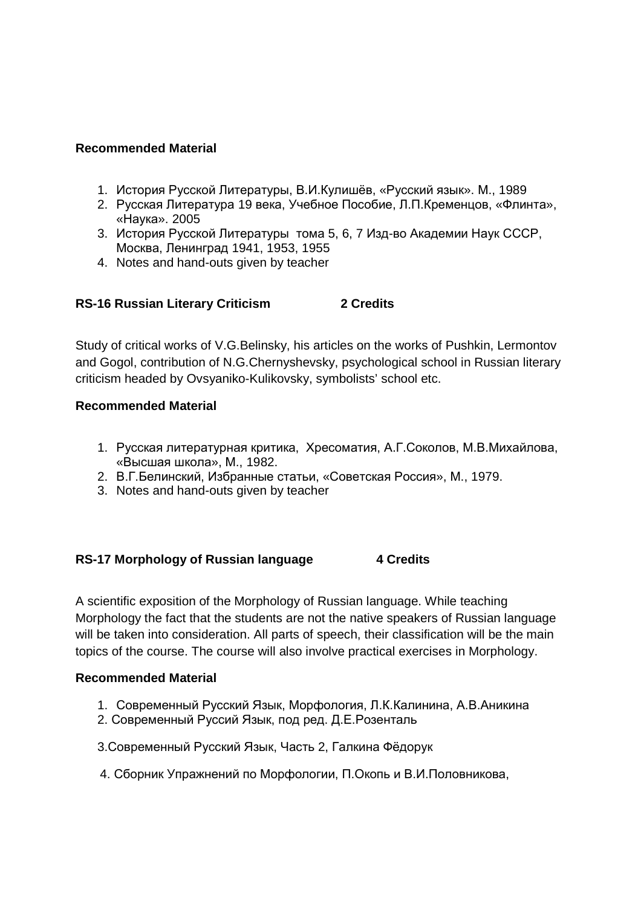**Recommended Material**

1. История Русской Литературы, В.И.Кулишёв, «Русский язык». М., 1989
2. Русская Литература 19 века, Учебное Пособие, Л.П.Кременцов, «Флинта», «Наука». 2005
3. История Русской Литературы тома 5, 6, 7 Изд-во Академии Наук СССР, Москва, Ленинград 1941, 1953, 1955
4. Notes and hand-outs given by teacher

**RS-16 Russian Literary Criticism 2 Credits**

Study of critical works of V.G.Belinsky, his articles on the works of Pushkin, Lermontov and Gogol, contribution of N.G.Chernyshevsky, psychological school in Russian literary criticism headed by Ovsyaniko-Kulikovsky, symbolists' school etc.

**Recommended Material**

1. Русская литературная критика, Хресоматия, А.Г.Соколов, М.В.Михайлова, «Высшая школа», М., 1982.
2. В.Г.Белинский, Избранные статьи, «Советская Россия», М., 1979.
3. Notes and hand-outs given by teacher

**RS-17 Morphology of Russian language 4 Credits**

A scientific exposition of the Morphology of Russian language. While teaching Morphology the fact that the students are not the native speakers of Russian language will be taken into consideration. All parts of speech, their classification will be the main topics of the course. The course will also involve practical exercises in Morphology.

**Recommended Material**

1. Современный Русский Язык, Морфология, Л.К.Калинина, А.В.Аникина
2. Современный Руссий Язык, под ред. Д.Е.Розенталь
3. Современный Русский Язык, Часть 2, Галкина Фёдорук
4. Сборник Упражнений по Морфологии, П.Окопь и В.И.Половникова,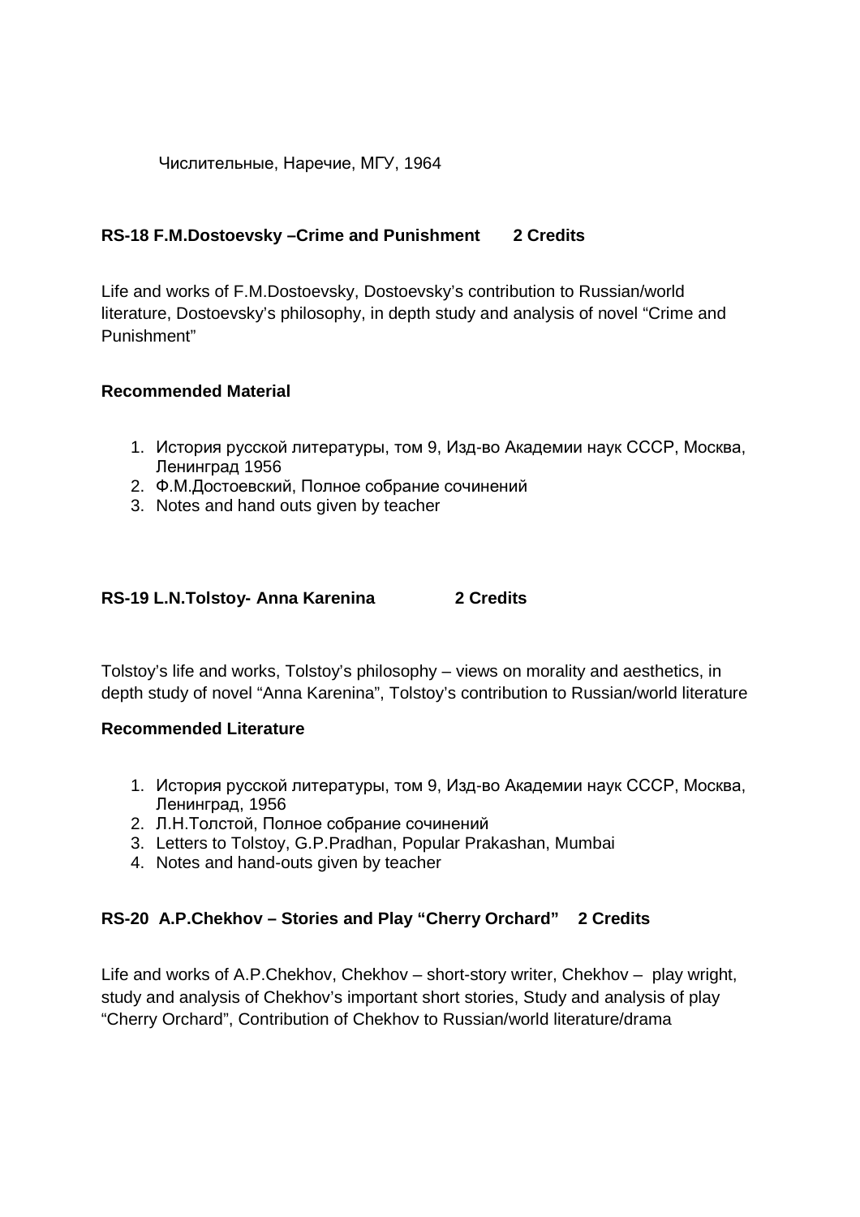Числительные, Наречие, МГУ, 1964

**RS-18 F.M.Dostoevsky –Crime and Punishment 2 Credits**

Life and works of F.M.Dostoevsky, Dostoevsky's contribution to Russian/world literature, Dostoevsky's philosophy, in depth study and analysis of novel "Crime and Punishment"

**Recommended Material**

1. История русской литературы, том 9, Изд-во Академии наук СССР, Москва, Ленинград 1956
2. Ф.М.Достоевский, Полное собрание сочинений
3. Notes and hand outs given by teacher

**RS-19 L.N.Tolstoy- Anna Karenina 2 Credits**

Tolstoy's life and works, Tolstoy's philosophy – views on morality and aesthetics, in depth study of novel "Anna Karenina", Tolstoy's contribution to Russian/world literature

**Recommended Literature**

1. История русской литературы, том 9, Изд-во Академии наук СССР, Москва, Ленинград, 1956
2. Л.Н.Толстой, Полное собрание сочинений
3. Letters to Tolstoy, G.P.Pradhan, Popular Prakashan, Mumbai
4. Notes and hand-outs given by teacher

**RS-20 A.P.Chekhov – Stories and Play "Cherry Orchard" 2 Credits**

Life and works of A.P.Chekhov, Chekhov – short-story writer, Chekhov – play wright, study and analysis of Chekhov's important short stories, Study and analysis of play "Cherry Orchard", Contribution of Chekhov to Russian/world literature/drama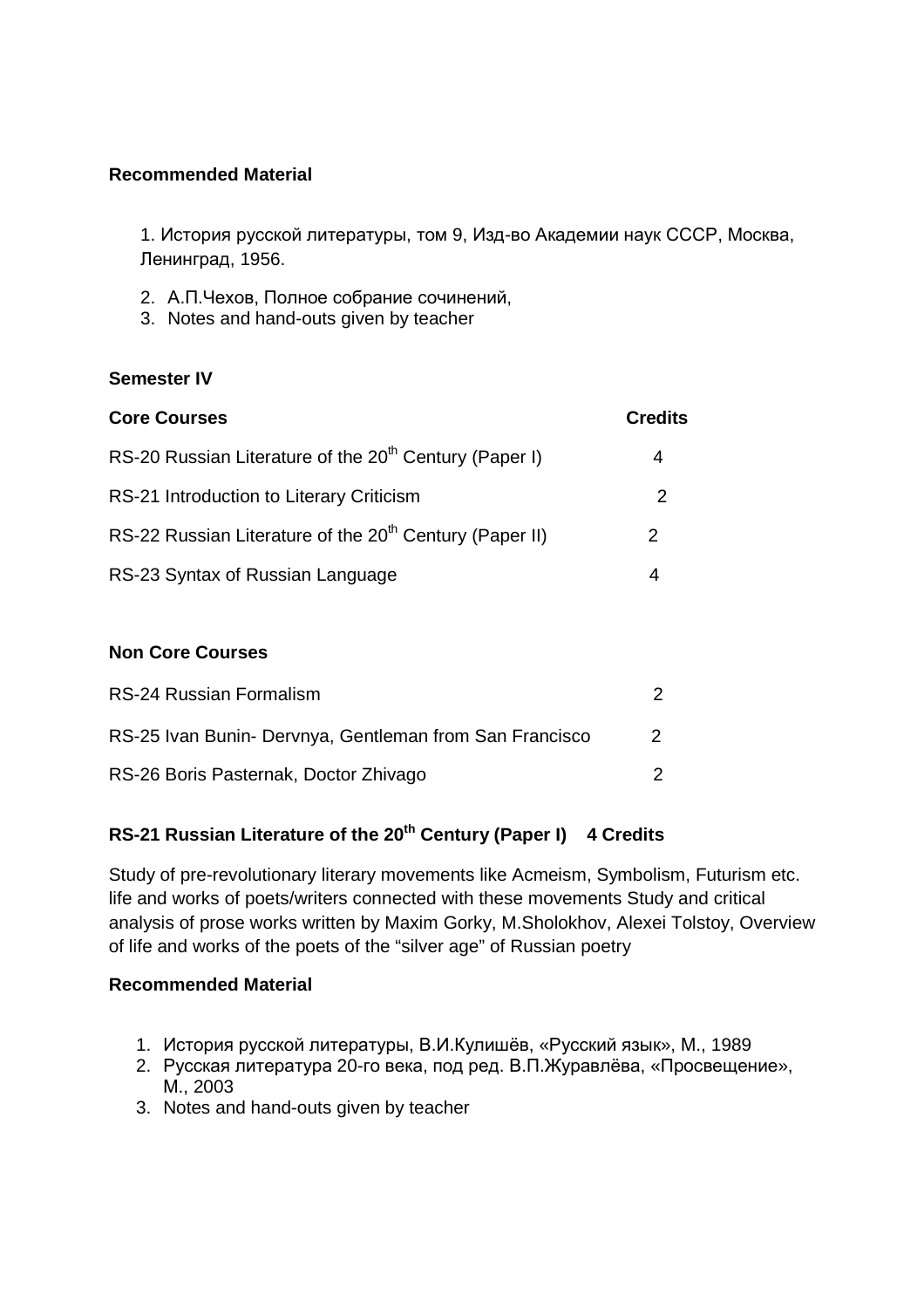**Recommended Material**

1. История русской литературы, том 9, Изд-во Академии наук СССР, Москва, Ленинград, 1956.
2. А.П.Чехов, Полное собрание сочинений,
3. Notes and hand-outs given by teacher

**Semester IV**

| **Core Courses** | **Credits** |
|---|---|
| RS-20 Russian Literature of the 20th Century (Paper I) | 4 |
| RS-21 Introduction to Literary Criticism | 2 |
| RS-22 Russian Literature of the 20th Century (Paper II) | 2 |
| RS-23 Syntax of Russian Language | 4 |

**Non Core Courses**

| | |
|---|---|
| RS-24 Russian Formalism | 2 |
| RS-25 Ivan Bunin- Dervnya, Gentleman from San Francisco | 2 |
| RS-26 Boris Pasternak, Doctor Zhivago | 2 |

**RS-21 Russian Literature of the 20th Century (Paper I) 4 Credits**

Study of pre-revolutionary literary movements like Acmeism, Symbolism, Futurism etc. life and works of poets/writers connected with these movements Study and critical analysis of prose works written by Maxim Gorky, M.Sholokhov, Alexei Tolstoy, Overview of life and works of the poets of the "silver age" of Russian poetry

**Recommended Material**

1. История русской литературы, В.И.Кулишёв, «Русский язык», М., 1989
2. Русская литература 20-го века, под ред. В.П.Журавлёва, «Просвещение», М., 2003
3. Notes and hand-outs given by teacher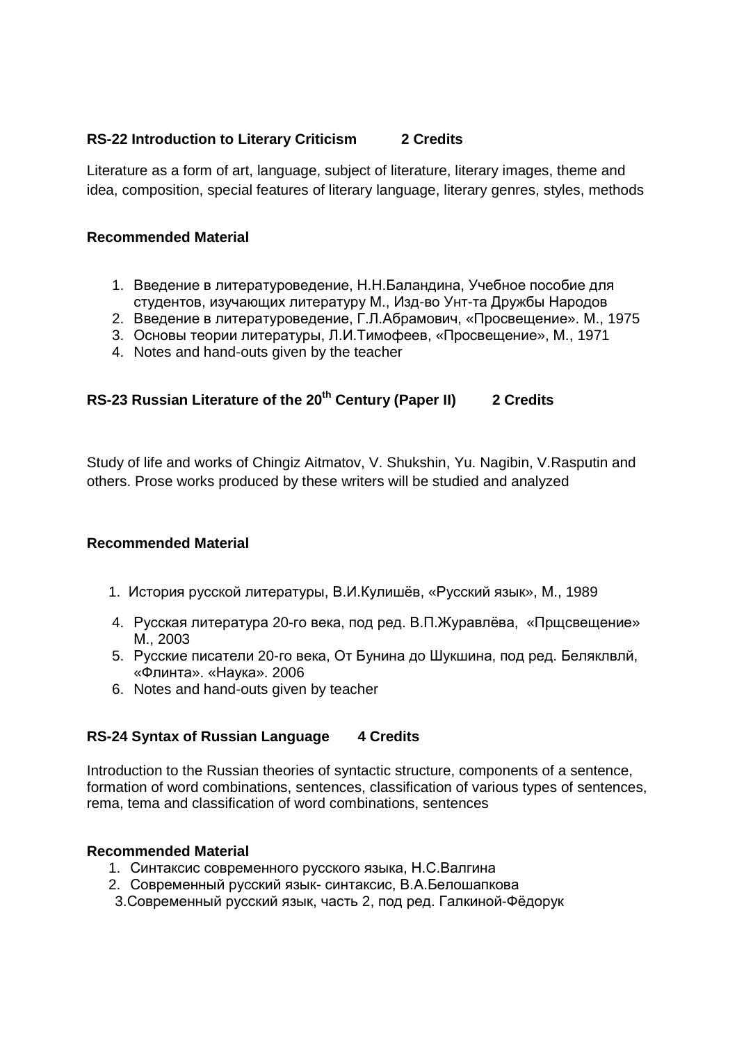### RS-22 Introduction to Literary Criticism 2 Credits

Literature as a form of art, language, subject of literature, literary images, theme and idea, composition, special features of literary language, literary genres, styles, methods

#### Recommended Material

1. Введение в литературоведение, Н.Н.Баландина, Учебное пособие для студентов, изучающих литературу М., Изд-во Унт-та Дружбы Народов
2. Введение в литературоведение, Г.Л.Абрамович, «Просвещение». М., 1975
3. Основы теории литературы, Л.И.Тимофеев, «Просвещение», М., 1971
4. Notes and hand-outs given by the teacher

### RS-23 Russian Literature of the 20th Century (Paper II) 2 Credits

Study of life and works of Chingiz Aitmatov, V. Shukshin, Yu. Nagibin, V.Rasputin and others. Prose works produced by these writers will be studied and analyzed

#### Recommended Material

1. История русской литературы, В.И.Кулишёв, «Русский язык», М., 1989

4. Русская литература 20-го века, под ред. В.П.Журавлёва, «Прщсвещение» М., 2003
5. Русские писатели 20-го века, От Бунина до Шукшина, под ред. Беляклвлй, «Флинта». «Наука». 2006
6. Notes and hand-outs given by teacher

### RS-24 Syntax of Russian Language 4 Credits

Introduction to the Russian theories of syntactic structure, components of a sentence, formation of word combinations, sentences, classification of various types of sentences, rema, tema and classification of word combinations, sentences

#### Recommended Material

1. Синтаксис современного русского языка, Н.С.Валгина
2. Современный русский язык- синтаксис, В.А.Белошапкова
3. Современный русский язык, часть 2, под ред. Галкиной-Фёдорук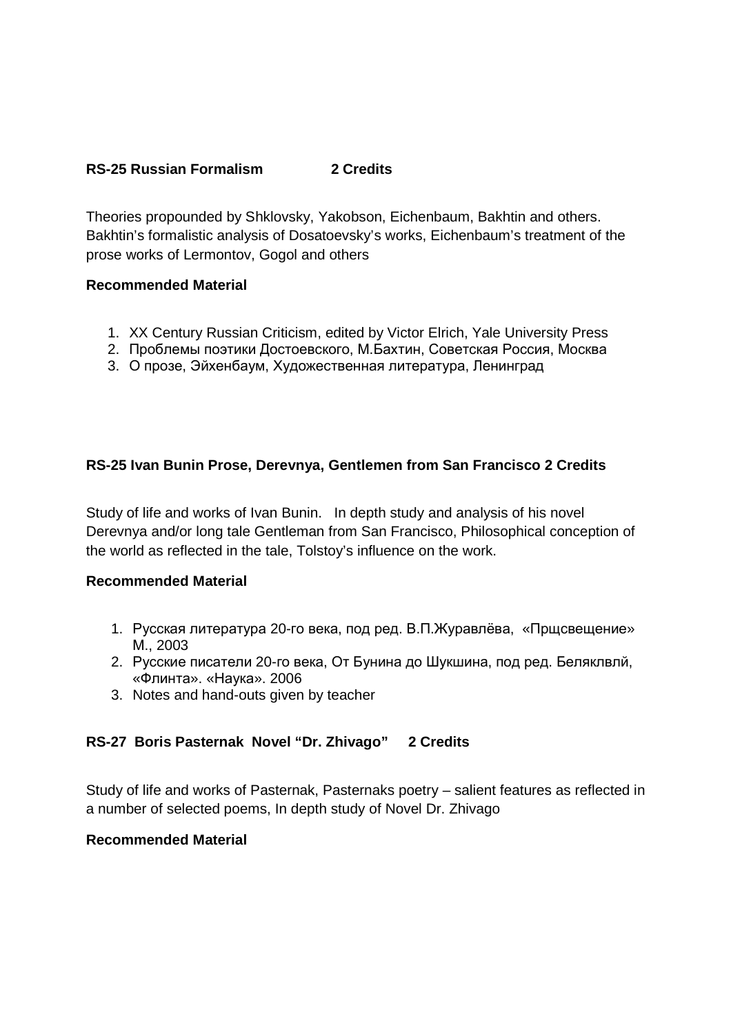**RS-25 Russian Formalism 2 Credits**

Theories propounded by Shklovsky, Yakobson, Eichenbaum, Bakhtin and others. Bakhtin's formalistic analysis of Dosatoevsky's works, Eichenbaum's treatment of the prose works of Lermontov, Gogol and others

**Recommended Material**

1. XX Century Russian Criticism, edited by Victor Elrich, Yale University Press
2. Проблемы поэтики Достоевского, М.Бахтин, Советская Россия, Москва
3. О прозе, Эйхенбаум, Художественная литература, Ленинград

**RS-25 Ivan Bunin Prose, Derevnya, Gentlemen from San Francisco 2 Credits**

Study of life and works of Ivan Bunin. In depth study and analysis of his novel Derevnya and/or long tale Gentleman from San Francisco, Philosophical conception of the world as reflected in the tale, Tolstoy's influence on the work.

**Recommended Material**

1. Русская литература 20-го века, под ред. В.П.Журавлёва, «Прщсвещение» М., 2003
2. Русские писатели 20-го века, От Бунина до Шукшина, под ред. Беляклвлй, «Флинта». «Наука». 2006
3. Notes and hand-outs given by teacher

**RS-27 Boris Pasternak Novel "Dr. Zhivago" 2 Credits**

Study of life and works of Pasternak, Pasternaks poetry – salient features as reflected in a number of selected poems, In depth study of Novel Dr. Zhivago

**Recommended Material**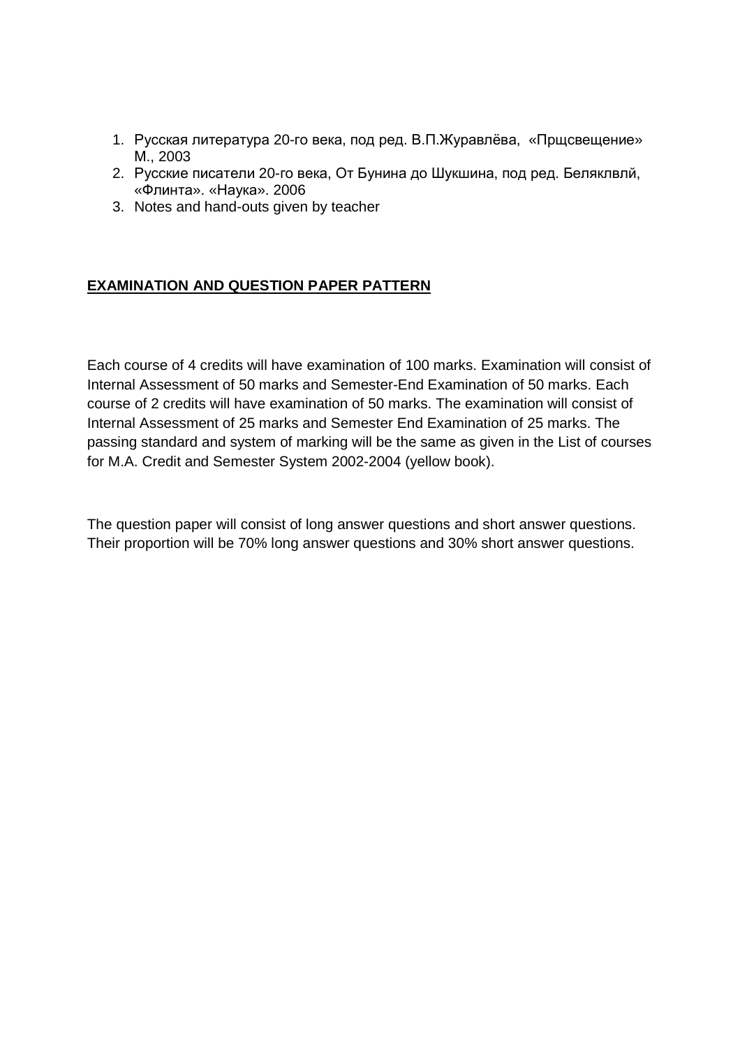1. Русская литература 20-го века, под ред. В.П.Журавлёва, «Прщсвещение» М., 2003
2. Русские писатели 20-го века, От Бунина до Шукшина, под ред. Беляклвлй, «Флинта». «Наука». 2006
3. Notes and hand-outs given by teacher

**EXAMINATION AND QUESTION PAPER PATTERN**

Each course of 4 credits will have examination of 100 marks. Examination will consist of Internal Assessment of 50 marks and Semester-End Examination of 50 marks. Each course of 2 credits will have examination of 50 marks. The examination will consist of Internal Assessment of 25 marks and Semester End Examination of 25 marks. The passing standard and system of marking will be the same as given in the List of courses for M.A. Credit and Semester System 2002-2004 (yellow book).

The question paper will consist of long answer questions and short answer questions. Their proportion will be 70% long answer questions and 30% short answer questions.